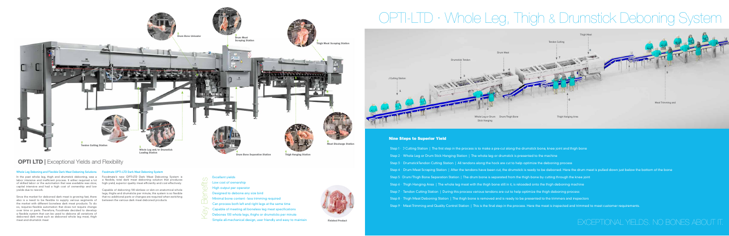# OPTI-LTD · Whole Leg, Thigh & Drumstick Deboning System

## OPTI LTD | Exceptional Yields and Flexibility

### Whole Leg Deboning and Flexible Dark Meat Deboning Solutions

In the past whole leg, thigh and drumstick deboning, was a labor intensive and inefficient process. It either required a lot of skilled labor or the automation that was available was slow, capital intensive and had a high cost of ownership and low yields due to rework.

Since the market for deboned dark meat is growing fast, there also is a need to be flexible to supply various segments of the market with different boneless dark meat products. To do so, requires flexible automation that does not require change over time or parts. Therefore, Foodmate decided to develop a flexible system that can be used to debone all variations of deboned dark meat such as deboned whole leg meat, thigh meat and drumstick meat.

### Foodmate OPTI-LTD Dark Meat Deboning System

Foodmate's new OPTI-LTD Dark Meat Deboning System is a flexible, total dark meat deboning solution that produces high-yield, superior quality meat efficiently and cost effectively.

Capable of deboning 100 skinless or skin-on anatomical whole legs, thighs and drumsticks per minute, this system is so flexible that no additional parts or changes are required when switching between the various dark meat deboned products.

## Key Benefits

- Excellent yields
- Low cost of ownership
- High output per operator
- Designed to debone any size bird
- Minimal bone content - less trimming required
- Can process both left and right legs at the same time
- Capable of meeting all boneless leg meat specifications
- Debones 100 whole legs, thighs or drumsticks per minute
- Simple all-mechanical design, user friendly and easy to maintain

Finished Product

1 Whole Leg and/or Drumstick Loading Station
2 Tendon Cutting Station
3 Drum Bone Unloader
4 Drum Bone Separation Station
5 Thigh Hanging Station
6 Drum Meat Scraping Station
7 Thigh Meat Scraping Station
8 Meat Discharge Station

J Cutting Station · Whole Leg or Drum Stick Hanging · Drumstick Tendon · Drum/Thigh Bone · Drum Meat · Thigh Hanging Area · Tendon Cutting · Thigh Meat · Meat Trimming and

## Nine Steps to Superior Yield

- Step 1 · J Cutting Station | The first step in the process is to make a pre-cut along the drumstick bone, knee joint and thigh bone
- Step 2 · Whole Leg or Drum Stick Hanging Station | The whole leg or drumstick is presented to the machine
- Step 3 · DrumstickTendon Cutting Station | All tendons along the hock are cut to help optimize the deboning process
- Step 4 · Drum Meat Scraping Station | After the tendons have been cut, the drumstick is ready to be deboned. Here the drum meat is pulled down just below the bottom of the bone
- Step 5 · Drum/Thigh Bone Separation Station | The drum bone is separated from the thigh bone by cutting through the knee joint
- Step 6 · Thigh Hanging Area | The whole leg meat with the thigh bone still in it, is reloaded onto the thigh deboning machine
- Step 7 · Tendon Cutting Station | During this process various tendons are cut to help optimize the thigh deboning process
- Step 8 · Thigh Meat Deboning Station | The thigh bone is removed and is ready to be presented to the trimmers and inspectors
- Step 9 · Meat Trimming and Quality Control Station | This is the final step in the process. Here the meat is inspected and trimmed to meet customer requirements.

EXCEPTIONAL YIELDS. NO BONES ABOUT IT.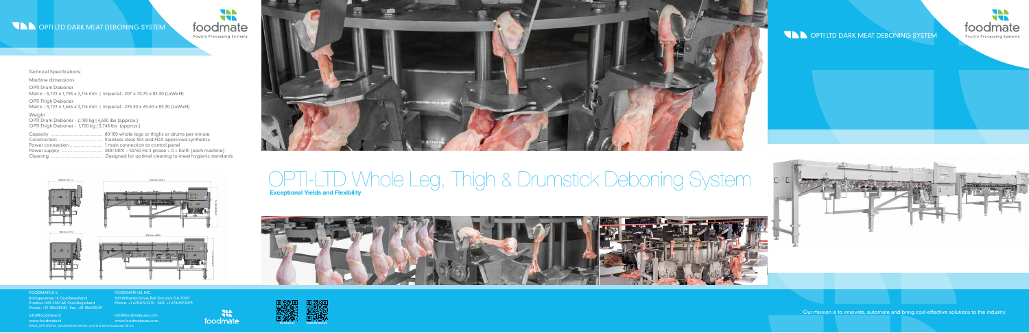# OPTI LTD DARK MEAT DEBONING SYSTEM

foodmate
Poultry Processing Systems

Technical Specifications:

Machine dimensions

OPTI Drum Deboner
Metric - 5,723 x 1,796 x 2,116 mm | Imperial - 207 x 70.70 x 83.30 (LxWxH)

OPTI Thigh Deboner
Metric - 5,723 x 1,666 x 2,116 mm | Imperial - 225.30 x 65.60 x 83.30 (LxWxH)

Weight
OPTI Drum Deboner - 2,100 kg | 4,630 lbs (approx.)
OPTI Thigh Deboner - 1,700 kg | 3,748 lbs (approx.)

| | |
|---|---|
| Capacity | 80-100 whole legs or thighs or drums per minute |
| Construction | Stainless steel 304 and FDA approved synthetics |
| Power connection | 1 main connection to control panel |
| Power supply | 380/440V – 50/60 Hz 3 phase + 0 + Earth (each machine) |
| Cleaning | Designed for optimal cleaning to meet hygienic standards |

# OPTI-LTD Whole Leg, Thigh & Drumstick Deboning System

**Exceptional Yields and Flexibility**

FOODMATE B.V.
Koningsnetweg 18 Oud-Beijerland
Postbus 1485 3260 AK Oud-Beijerland
Phone: +31-186650240 · Fax: +31-186650249

info@foodmate.nl
www.foodmate.nl

FOODMATE US, INC.
300 Wilbanks Drive, Ball Ground, GA 30107
Phone: +1 678-819-5270 · FAX: +1 678-819-5273

info@foodmateusa.com
www.foodmateusa.com

Our mission is to innovate, automate and bring cost-effective solutions to the industry.